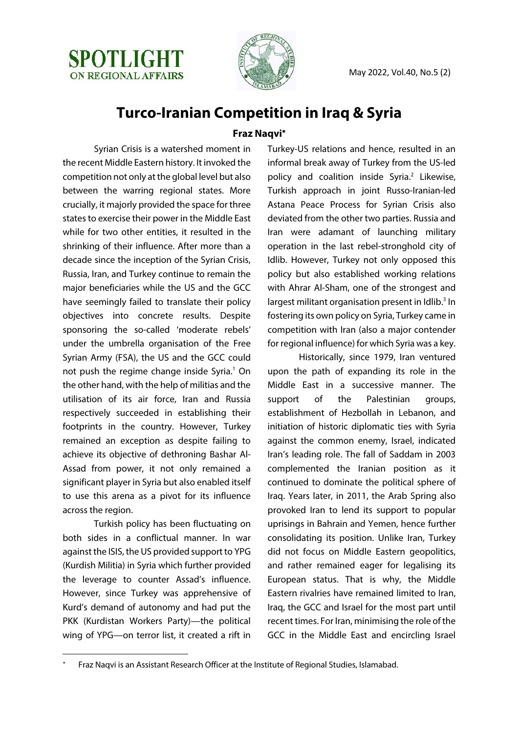# Turco-Iranian Competition in Iraq & Syria

**Fraz Naqvi***

Syrian Crisis is a watershed moment in the recent Middle Eastern history. It invoked the competition not only at the global level but also between the warring regional states. More crucially, it majorly provided the space for three states to exercise their power in the Middle East while for two other entities, it resulted in the shrinking of their influence. After more than a decade since the inception of the Syrian Crisis, Russia, Iran, and Turkey continue to remain the major beneficiaries while the US and the GCC have seemingly failed to translate their policy objectives into concrete results. Despite sponsoring the so-called 'moderate rebels' under the umbrella organisation of the Free Syrian Army (FSA), the US and the GCC could not push the regime change inside Syria.[1] On the other hand, with the help of militias and the utilisation of its air force, Iran and Russia respectively succeeded in establishing their footprints in the country. However, Turkey remained an exception as despite failing to achieve its objective of dethroning Bashar Al-Assad from power, it not only remained a significant player in Syria but also enabled itself to use this arena as a pivot for its influence across the region.

Turkish policy has been fluctuating on both sides in a conflictual manner. In war against the ISIS, the US provided support to YPG (Kurdish Militia) in Syria which further provided the leverage to counter Assad's influence. However, since Turkey was apprehensive of Kurd's demand of autonomy and had put the PKK (Kurdistan Workers Party)—the political wing of YPG—on terror list, it created a rift in Turkey-US relations and hence, resulted in an informal break away of Turkey from the US-led policy and coalition inside Syria.[2] Likewise, Turkish approach in joint Russo-Iranian-led Astana Peace Process for Syrian Crisis also deviated from the other two parties. Russia and Iran were adamant of launching military operation in the last rebel-stronghold city of Idlib. However, Turkey not only opposed this policy but also established working relations with Ahrar Al-Sham, one of the strongest and largest militant organisation present in Idlib.[3] In fostering its own policy on Syria, Turkey came in competition with Iran (also a major contender for regional influence) for which Syria was a key.

Historically, since 1979, Iran ventured upon the path of expanding its role in the Middle East in a successive manner. The support of the Palestinian groups, establishment of Hezbollah in Lebanon, and initiation of historic diplomatic ties with Syria against the common enemy, Israel, indicated Iran's leading role. The fall of Saddam in 2003 complemented the Iranian position as it continued to dominate the political sphere of Iraq. Years later, in 2011, the Arab Spring also provoked Iran to lend its support to popular uprisings in Bahrain and Yemen, hence further consolidating its position. Unlike Iran, Turkey did not focus on Middle Eastern geopolitics, and rather remained eager for legalising its European status. That is why, the Middle Eastern rivalries have remained limited to Iran, Iraq, the GCC and Israel for the most part until recent times. For Iran, minimising the role of the GCC in the Middle East and encircling Israel

\* Fraz Naqvi is an Assistant Research Officer at the Institute of Regional Studies, Islamabad.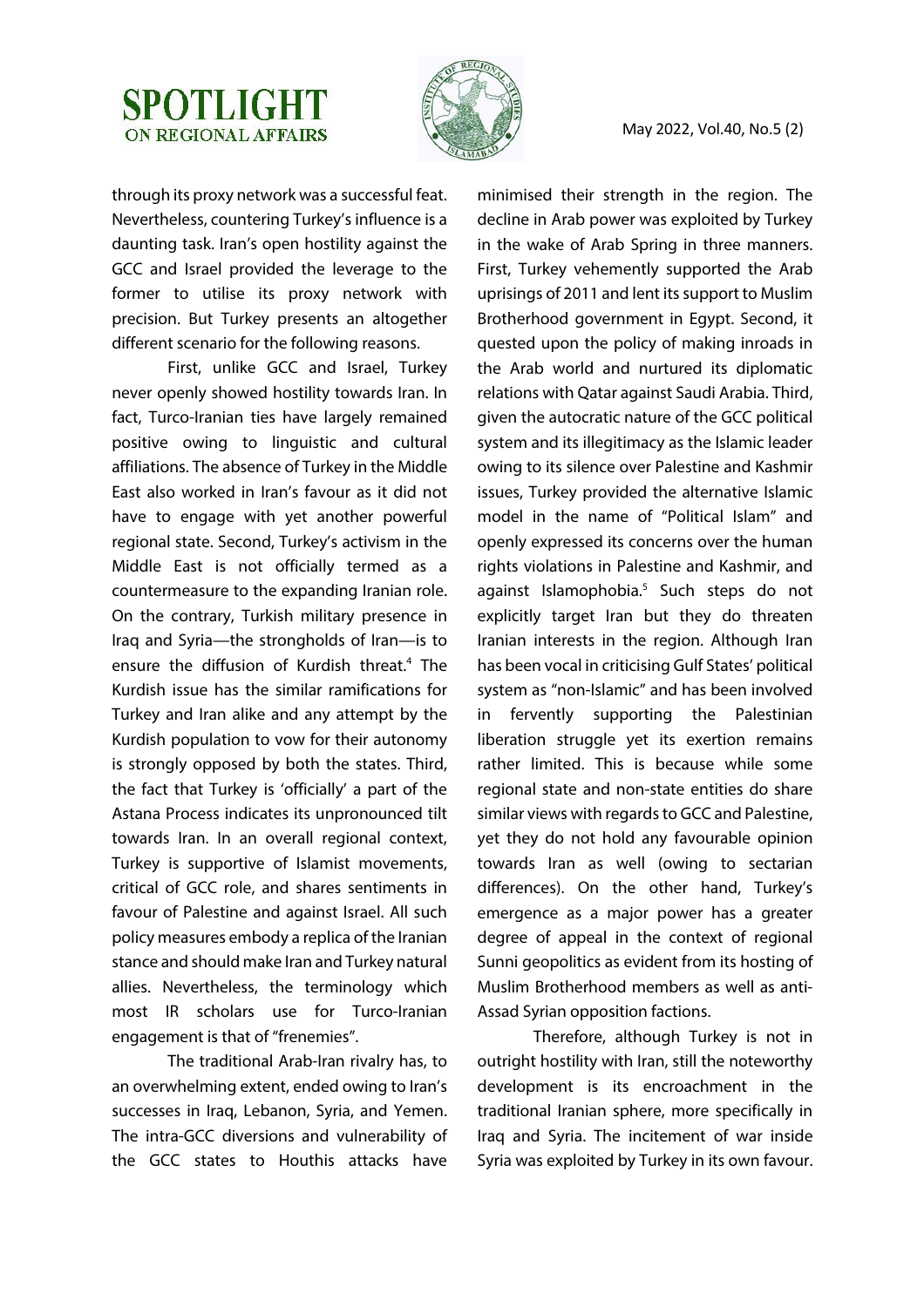through its proxy network was a successful feat. Nevertheless, countering Turkey's influence is a daunting task. Iran's open hostility against the GCC and Israel provided the leverage to the former to utilise its proxy network with precision. But Turkey presents an altogether different scenario for the following reasons.

First, unlike GCC and Israel, Turkey never openly showed hostility towards Iran. In fact, Turco-Iranian ties have largely remained positive owing to linguistic and cultural affiliations. The absence of Turkey in the Middle East also worked in Iran's favour as it did not have to engage with yet another powerful regional state. Second, Turkey's activism in the Middle East is not officially termed as a countermeasure to the expanding Iranian role. On the contrary, Turkish military presence in Iraq and Syria—the strongholds of Iran—is to ensure the diffusion of Kurdish threat.[4] The Kurdish issue has the similar ramifications for Turkey and Iran alike and any attempt by the Kurdish population to vow for their autonomy is strongly opposed by both the states. Third, the fact that Turkey is 'officially' a part of the Astana Process indicates its unpronounced tilt towards Iran. In an overall regional context, Turkey is supportive of Islamist movements, critical of GCC role, and shares sentiments in favour of Palestine and against Israel. All such policy measures embody a replica of the Iranian stance and should make Iran and Turkey natural allies. Nevertheless, the terminology which most IR scholars use for Turco-Iranian engagement is that of "frenemies".

The traditional Arab-Iran rivalry has, to an overwhelming extent, ended owing to Iran's successes in Iraq, Lebanon, Syria, and Yemen. The intra-GCC diversions and vulnerability of the GCC states to Houthis attacks have minimised their strength in the region. The decline in Arab power was exploited by Turkey in the wake of Arab Spring in three manners. First, Turkey vehemently supported the Arab uprisings of 2011 and lent its support to Muslim Brotherhood government in Egypt. Second, it quested upon the policy of making inroads in the Arab world and nurtured its diplomatic relations with Qatar against Saudi Arabia. Third, given the autocratic nature of the GCC political system and its illegitimacy as the Islamic leader owing to its silence over Palestine and Kashmir issues, Turkey provided the alternative Islamic model in the name of "Political Islam" and openly expressed its concerns over the human rights violations in Palestine and Kashmir, and against Islamophobia.[5] Such steps do not explicitly target Iran but they do threaten Iranian interests in the region. Although Iran has been vocal in criticising Gulf States' political system as "non-Islamic" and has been involved in fervently supporting the Palestinian liberation struggle yet its exertion remains rather limited. This is because while some regional state and non-state entities do share similar views with regards to GCC and Palestine, yet they do not hold any favourable opinion towards Iran as well (owing to sectarian differences). On the other hand, Turkey's emergence as a major power has a greater degree of appeal in the context of regional Sunni geopolitics as evident from its hosting of Muslim Brotherhood members as well as anti-Assad Syrian opposition factions.

Therefore, although Turkey is not in outright hostility with Iran, still the noteworthy development is its encroachment in the traditional Iranian sphere, more specifically in Iraq and Syria. The incitement of war inside Syria was exploited by Turkey in its own favour.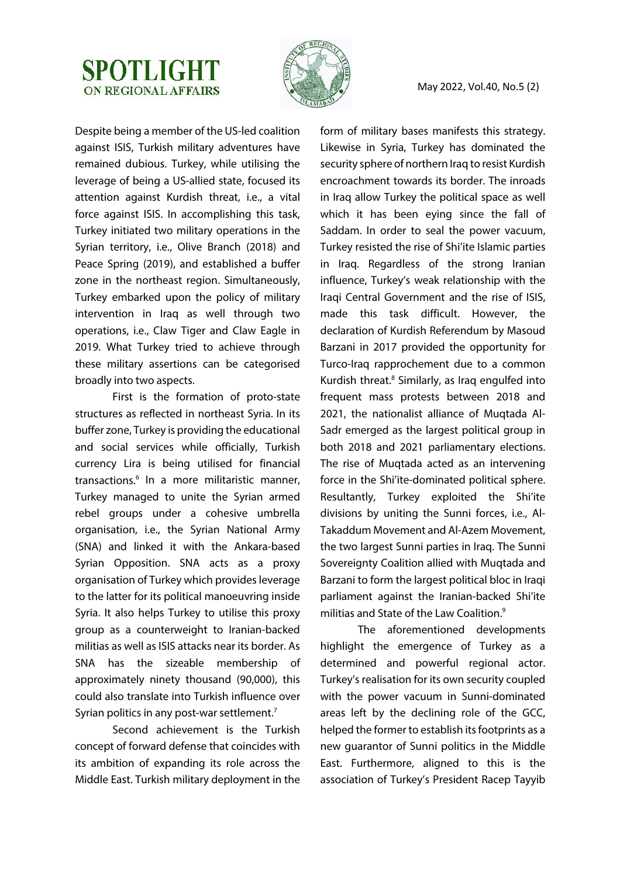Despite being a member of the US-led coalition against ISIS, Turkish military adventures have remained dubious. Turkey, while utilising the leverage of being a US-allied state, focused its attention against Kurdish threat, i.e., a vital force against ISIS. In accomplishing this task, Turkey initiated two military operations in the Syrian territory, i.e., Olive Branch (2018) and Peace Spring (2019), and established a buffer zone in the northeast region. Simultaneously, Turkey embarked upon the policy of military intervention in Iraq as well through two operations, i.e., Claw Tiger and Claw Eagle in 2019. What Turkey tried to achieve through these military assertions can be categorised broadly into two aspects.

First is the formation of proto-state structures as reflected in northeast Syria. In its buffer zone, Turkey is providing the educational and social services while officially, Turkish currency Lira is being utilised for financial transactions.[6] In a more militaristic manner, Turkey managed to unite the Syrian armed rebel groups under a cohesive umbrella organisation, i.e., the Syrian National Army (SNA) and linked it with the Ankara-based Syrian Opposition. SNA acts as a proxy organisation of Turkey which provides leverage to the latter for its political manoeuvring inside Syria. It also helps Turkey to utilise this proxy group as a counterweight to Iranian-backed militias as well as ISIS attacks near its border. As SNA has the sizeable membership of approximately ninety thousand (90,000), this could also translate into Turkish influence over Syrian politics in any post-war settlement.[7]

Second achievement is the Turkish concept of forward defense that coincides with its ambition of expanding its role across the Middle East. Turkish military deployment in the form of military bases manifests this strategy. Likewise in Syria, Turkey has dominated the security sphere of northern Iraq to resist Kurdish encroachment towards its border. The inroads in Iraq allow Turkey the political space as well which it has been eying since the fall of Saddam. In order to seal the power vacuum, Turkey resisted the rise of Shi'ite Islamic parties in Iraq. Regardless of the strong Iranian influence, Turkey's weak relationship with the Iraqi Central Government and the rise of ISIS, made this task difficult. However, the declaration of Kurdish Referendum by Masoud Barzani in 2017 provided the opportunity for Turco-Iraq rapprochement due to a common Kurdish threat.[8] Similarly, as Iraq engulfed into frequent mass protests between 2018 and 2021, the nationalist alliance of Muqtada Al-Sadr emerged as the largest political group in both 2018 and 2021 parliamentary elections. The rise of Muqtada acted as an intervening force in the Shi'ite-dominated political sphere. Resultantly, Turkey exploited the Shi'ite divisions by uniting the Sunni forces, i.e., Al-Takaddum Movement and Al-Azem Movement, the two largest Sunni parties in Iraq. The Sunni Sovereignty Coalition allied with Muqtada and Barzani to form the largest political bloc in Iraqi parliament against the Iranian-backed Shi'ite militias and State of the Law Coalition.[9]

The aforementioned developments highlight the emergence of Turkey as a determined and powerful regional actor. Turkey's realisation for its own security coupled with the power vacuum in Sunni-dominated areas left by the declining role of the GCC, helped the former to establish its footprints as a new guarantor of Sunni politics in the Middle East. Furthermore, aligned to this is the association of Turkey's President Racep Tayyib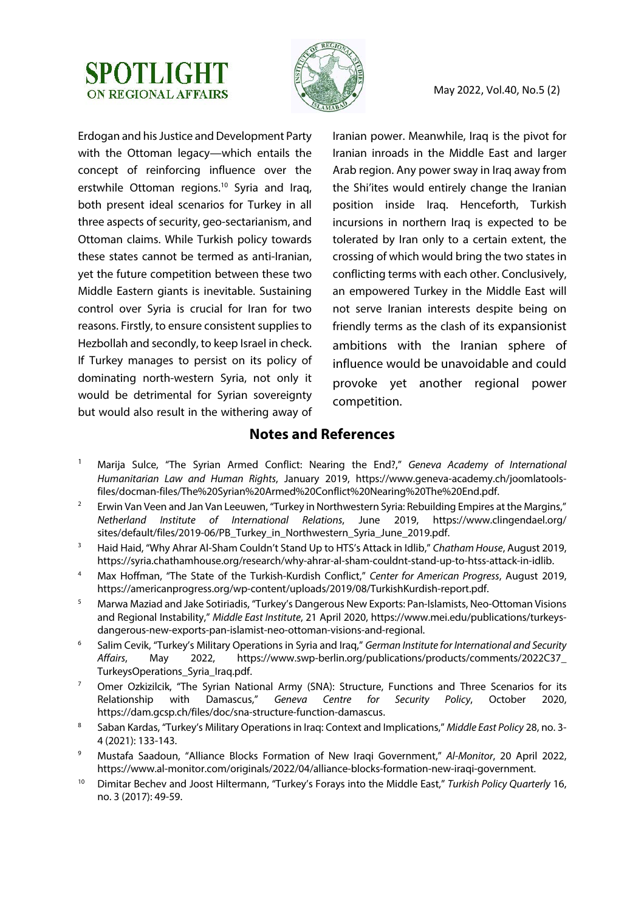Erdogan and his Justice and Development Party with the Ottoman legacy—which entails the concept of reinforcing influence over the erstwhile Ottoman regions.[10] Syria and Iraq, both present ideal scenarios for Turkey in all three aspects of security, geo-sectarianism, and Ottoman claims. While Turkish policy towards these states cannot be termed as anti-Iranian, yet the future competition between these two Middle Eastern giants is inevitable. Sustaining control over Syria is crucial for Iran for two reasons. Firstly, to ensure consistent supplies to Hezbollah and secondly, to keep Israel in check. If Turkey manages to persist on its policy of dominating north-western Syria, not only it would be detrimental for Syrian sovereignty but would also result in the withering away of Iranian power. Meanwhile, Iraq is the pivot for Iranian inroads in the Middle East and larger Arab region. Any power sway in Iraq away from the Shi'ites would entirely change the Iranian position inside Iraq. Henceforth, Turkish incursions in northern Iraq is expected to be tolerated by Iran only to a certain extent, the crossing of which would bring the two states in conflicting terms with each other. Conclusively, an empowered Turkey in the Middle East will not serve Iranian interests despite being on friendly terms as the clash of its expansionist ambitions with the Iranian sphere of influence would be unavoidable and could provoke yet another regional power competition.

## Notes and References

1. Marija Sulce, "The Syrian Armed Conflict: Nearing the End?," *Geneva Academy of International Humanitarian Law and Human Rights*, January 2019, https://www.geneva-academy.ch/joomlatools-files/docman-files/The%20Syrian%20Armed%20Conflict%20Nearing%20The%20End.pdf.
2. Erwin Van Veen and Jan Van Leeuwen, "Turkey in Northwestern Syria: Rebuilding Empires at the Margins," *Netherland Institute of International Relations*, June 2019, https://www.clingendael.org/sites/default/files/2019-06/PB_Turkey_in_Northwestern_Syria_June_2019.pdf.
3. Haid Haid, "Why Ahrar Al-Sham Couldn't Stand Up to HTS's Attack in Idlib," *Chatham House*, August 2019, https://syria.chathamhouse.org/research/why-ahrar-al-sham-couldnt-stand-up-to-htss-attack-in-idlib.
4. Max Hoffman, "The State of the Turkish-Kurdish Conflict," *Center for American Progress*, August 2019, https://americanprogress.org/wp-content/uploads/2019/08/TurkishKurdish-report.pdf.
5. Marwa Maziad and Jake Sotiriadis, "Turkey's Dangerous New Exports: Pan-Islamists, Neo-Ottoman Visions and Regional Instability," *Middle East Institute*, 21 April 2020, https://www.mei.edu/publications/turkeys-dangerous-new-exports-pan-islamist-neo-ottoman-visions-and-regional.
6. Salim Cevik, "Turkey's Military Operations in Syria and Iraq," *German Institute for International and Security Affairs*, May 2022, https://www.swp-berlin.org/publications/products/comments/2022C37_TurkeysOperations_Syria_Iraq.pdf.
7. Omer Ozkizilcik, "The Syrian National Army (SNA): Structure, Functions and Three Scenarios for its Relationship with Damascus," *Geneva Centre for Security Policy*, October 2020, https://dam.gcsp.ch/files/doc/sna-structure-function-damascus.
8. Saban Kardas, "Turkey's Military Operations in Iraq: Context and Implications," *Middle East Policy* 28, no. 3-4 (2021): 133-143.
9. Mustafa Saadoun, "Alliance Blocks Formation of New Iraqi Government," *Al-Monitor*, 20 April 2022, https://www.al-monitor.com/originals/2022/04/alliance-blocks-formation-new-iraqi-government.
10. Dimitar Bechev and Joost Hiltermann, "Turkey's Forays into the Middle East," *Turkish Policy Quarterly* 16, no. 3 (2017): 49-59.